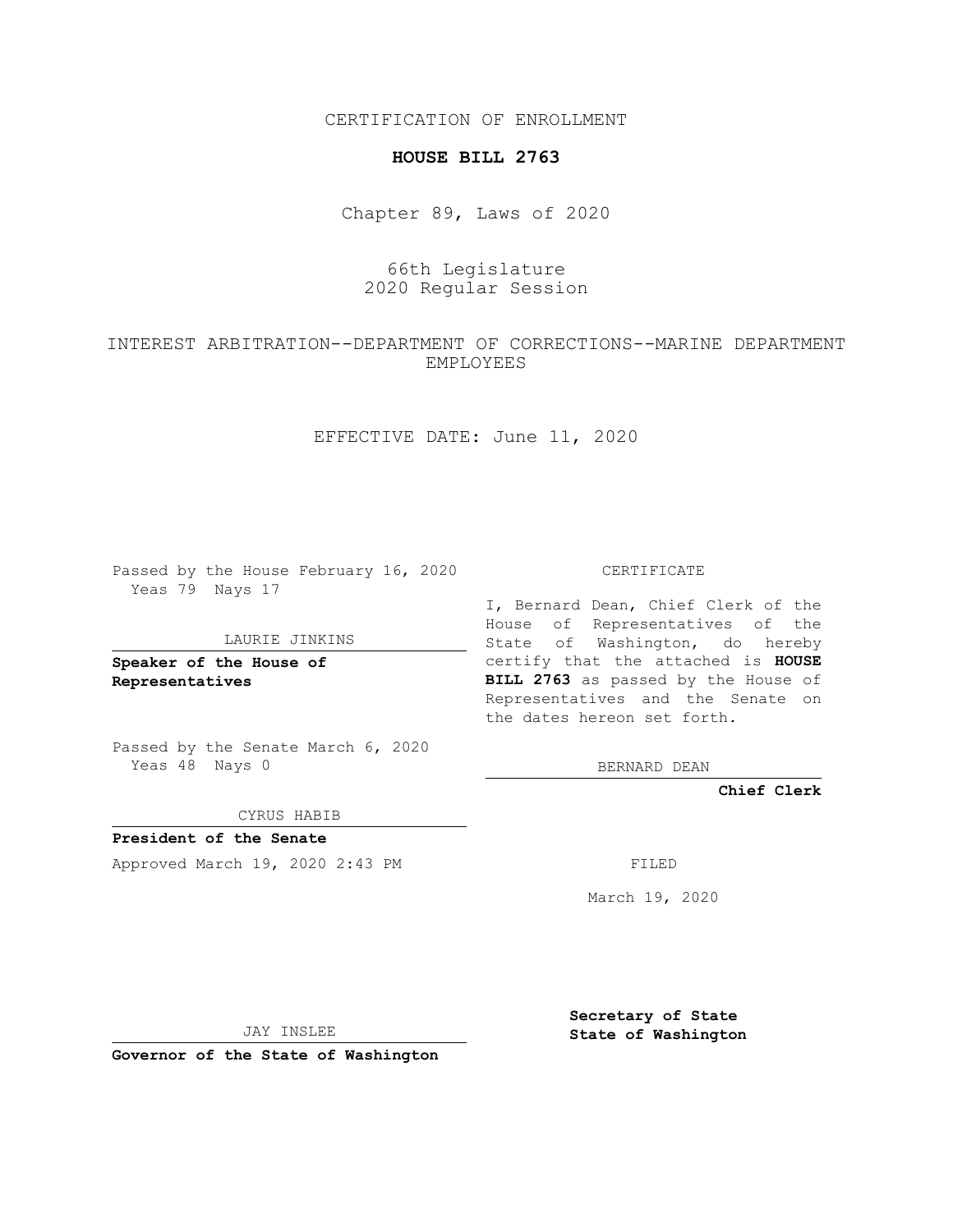CERTIFICATION OF ENROLLMENT

**HOUSE BILL 2763**

Chapter 89, Laws of 2020

66th Legislature
2020 Regular Session

INTEREST ARBITRATION--DEPARTMENT OF CORRECTIONS--MARINE DEPARTMENT EMPLOYEES

EFFECTIVE DATE: June 11, 2020

Passed by the House February 16, 2020
Yeas 79 Nays 17

LAURIE JINKINS

**Speaker of the House of Representatives**

Passed by the Senate March 6, 2020
Yeas 48 Nays 0

CYRUS HABIB

**President of the Senate**

Approved March 19, 2020 2:43 PM

JAY INSLEE

**Governor of the State of Washington**

CERTIFICATE

I, Bernard Dean, Chief Clerk of the House of Representatives of the State of Washington, do hereby certify that the attached is **HOUSE BILL 2763** as passed by the House of Representatives and the Senate on the dates hereon set forth.

BERNARD DEAN

**Chief Clerk**

FILED

March 19, 2020

**Secretary of State**
**State of Washington**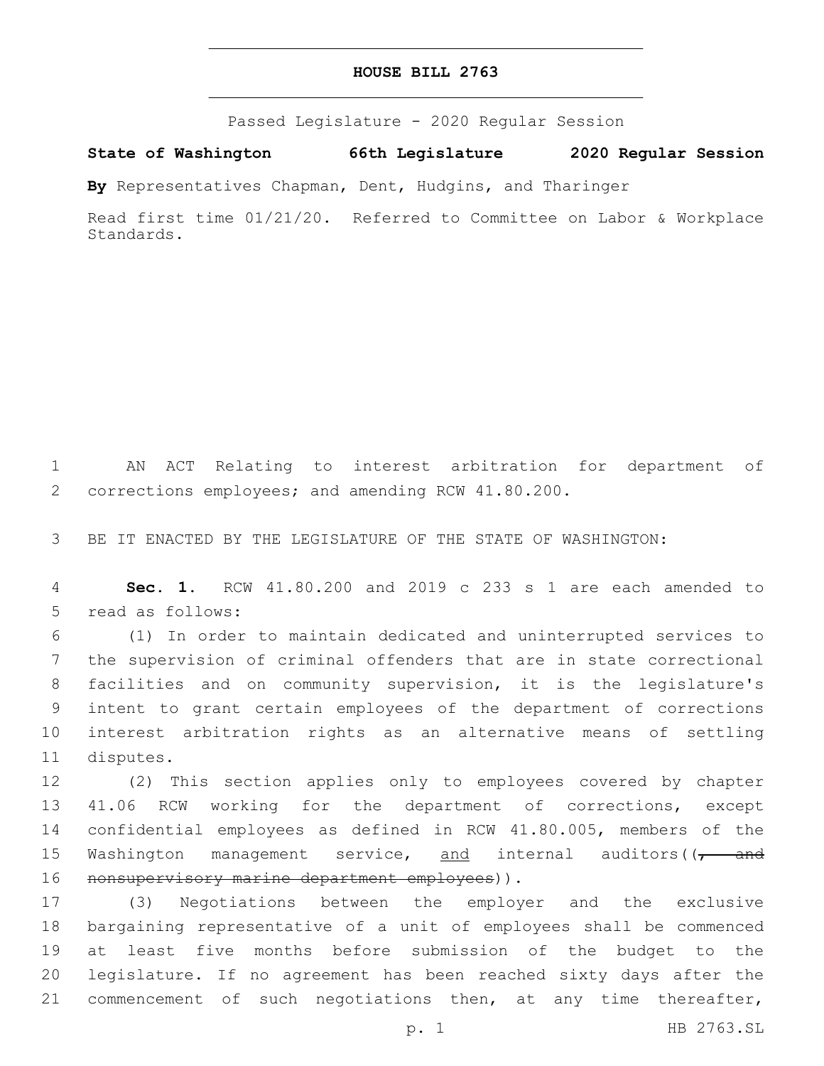# HOUSE BILL 2763

Passed Legislature - 2020 Regular Session

**State of Washington 66th Legislature 2020 Regular Session**

**By** Representatives Chapman, Dent, Hudgins, and Tharinger

Read first time 01/21/20. Referred to Committee on Labor & Workplace Standards.

AN ACT Relating to interest arbitration for department of corrections employees; and amending RCW 41.80.200.

BE IT ENACTED BY THE LEGISLATURE OF THE STATE OF WASHINGTON:

**Sec. 1.** RCW 41.80.200 and 2019 c 233 s 1 are each amended to read as follows:

(1) In order to maintain dedicated and uninterrupted services to the supervision of criminal offenders that are in state correctional facilities and on community supervision, it is the legislature's intent to grant certain employees of the department of corrections interest arbitration rights as an alternative means of settling disputes.

(2) This section applies only to employees covered by chapter 41.06 RCW working for the department of corrections, except confidential employees as defined in RCW 41.80.005, members of the Washington management service, <u>and</u> internal auditors((~~, and nonsupervisory marine department employees~~)).

(3) Negotiations between the employer and the exclusive bargaining representative of a unit of employees shall be commenced at least five months before submission of the budget to the legislature. If no agreement has been reached sixty days after the commencement of such negotiations then, at any time thereafter,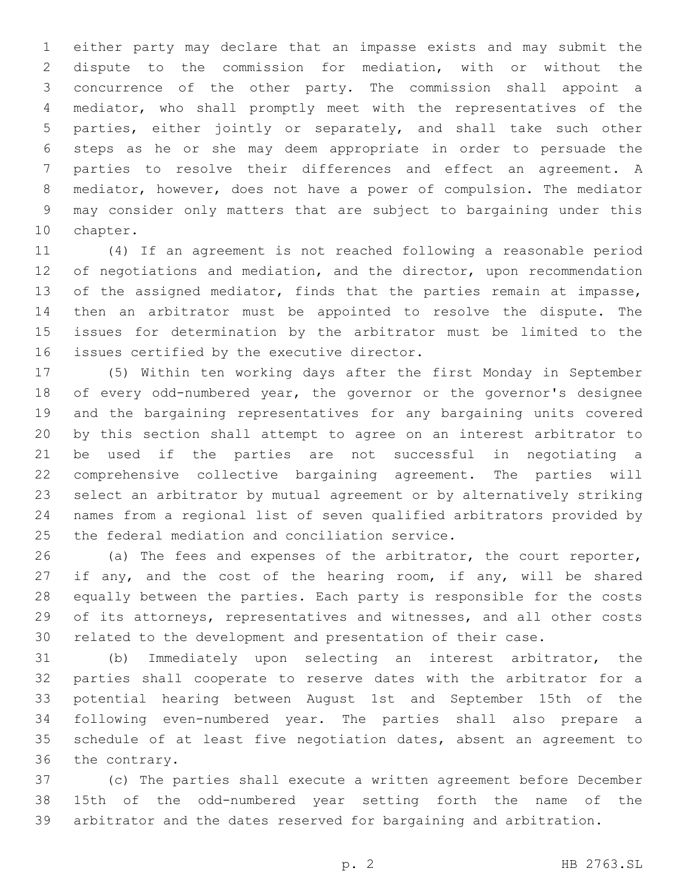either party may declare that an impasse exists and may submit the dispute to the commission for mediation, with or without the concurrence of the other party. The commission shall appoint a mediator, who shall promptly meet with the representatives of the parties, either jointly or separately, and shall take such other steps as he or she may deem appropriate in order to persuade the parties to resolve their differences and effect an agreement. A mediator, however, does not have a power of compulsion. The mediator may consider only matters that are subject to bargaining under this chapter.

(4) If an agreement is not reached following a reasonable period of negotiations and mediation, and the director, upon recommendation of the assigned mediator, finds that the parties remain at impasse, then an arbitrator must be appointed to resolve the dispute. The issues for determination by the arbitrator must be limited to the issues certified by the executive director.

(5) Within ten working days after the first Monday in September of every odd-numbered year, the governor or the governor's designee and the bargaining representatives for any bargaining units covered by this section shall attempt to agree on an interest arbitrator to be used if the parties are not successful in negotiating a comprehensive collective bargaining agreement. The parties will select an arbitrator by mutual agreement or by alternatively striking names from a regional list of seven qualified arbitrators provided by the federal mediation and conciliation service.

(a) The fees and expenses of the arbitrator, the court reporter, if any, and the cost of the hearing room, if any, will be shared equally between the parties. Each party is responsible for the costs of its attorneys, representatives and witnesses, and all other costs related to the development and presentation of their case.

(b) Immediately upon selecting an interest arbitrator, the parties shall cooperate to reserve dates with the arbitrator for a potential hearing between August 1st and September 15th of the following even-numbered year. The parties shall also prepare a schedule of at least five negotiation dates, absent an agreement to the contrary.

(c) The parties shall execute a written agreement before December 15th of the odd-numbered year setting forth the name of the arbitrator and the dates reserved for bargaining and arbitration.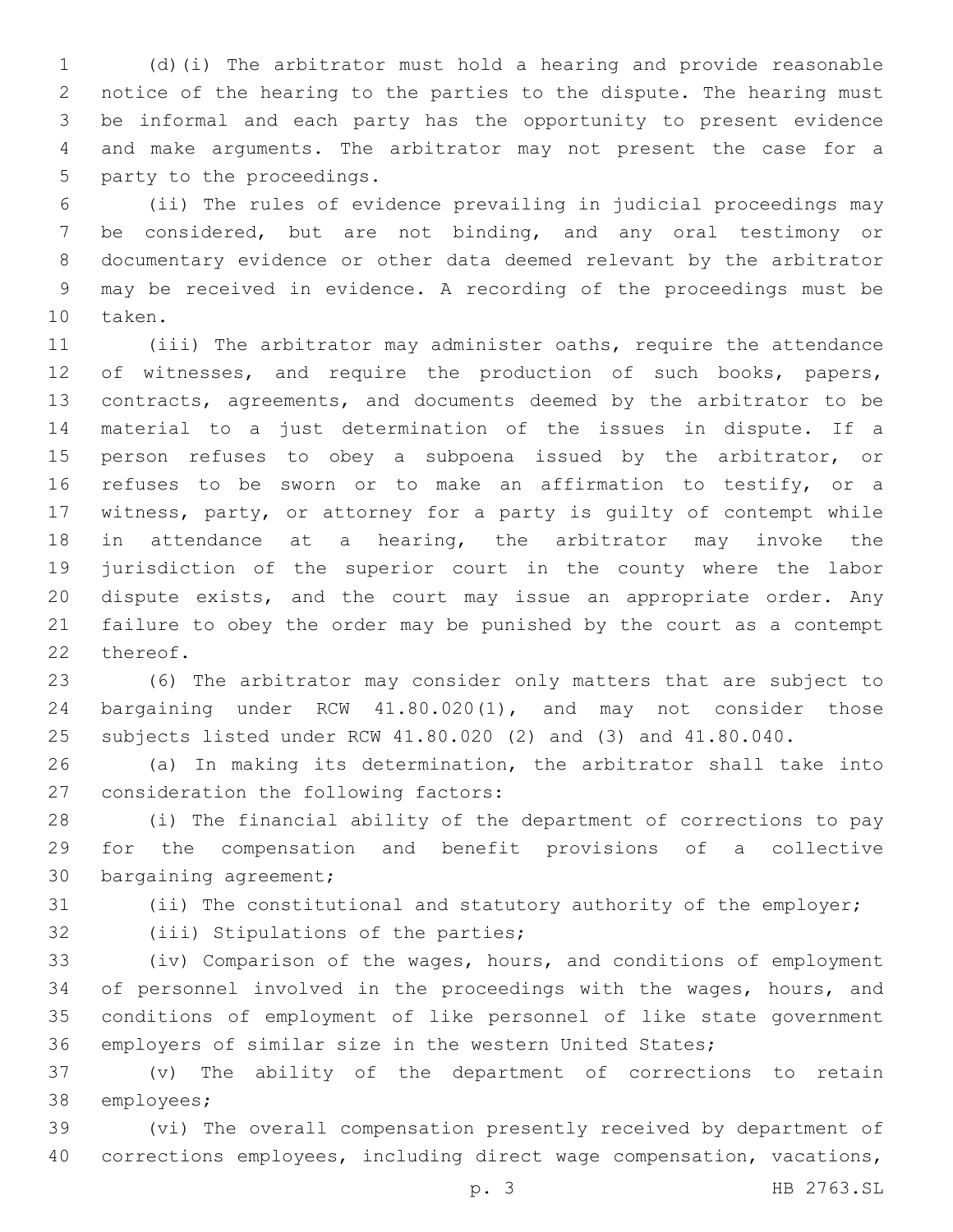(d)(i) The arbitrator must hold a hearing and provide reasonable notice of the hearing to the parties to the dispute. The hearing must be informal and each party has the opportunity to present evidence and make arguments. The arbitrator may not present the case for a party to the proceedings.

(ii) The rules of evidence prevailing in judicial proceedings may be considered, but are not binding, and any oral testimony or documentary evidence or other data deemed relevant by the arbitrator may be received in evidence. A recording of the proceedings must be taken.

(iii) The arbitrator may administer oaths, require the attendance of witnesses, and require the production of such books, papers, contracts, agreements, and documents deemed by the arbitrator to be material to a just determination of the issues in dispute. If a person refuses to obey a subpoena issued by the arbitrator, or refuses to be sworn or to make an affirmation to testify, or a witness, party, or attorney for a party is guilty of contempt while in attendance at a hearing, the arbitrator may invoke the jurisdiction of the superior court in the county where the labor dispute exists, and the court may issue an appropriate order. Any failure to obey the order may be punished by the court as a contempt thereof.

(6) The arbitrator may consider only matters that are subject to bargaining under RCW 41.80.020(1), and may not consider those subjects listed under RCW 41.80.020 (2) and (3) and 41.80.040.

(a) In making its determination, the arbitrator shall take into consideration the following factors:

(i) The financial ability of the department of corrections to pay for the compensation and benefit provisions of a collective bargaining agreement;

(ii) The constitutional and statutory authority of the employer;

(iii) Stipulations of the parties;

(iv) Comparison of the wages, hours, and conditions of employment of personnel involved in the proceedings with the wages, hours, and conditions of employment of like personnel of like state government employers of similar size in the western United States;

(v) The ability of the department of corrections to retain employees;

(vi) The overall compensation presently received by department of corrections employees, including direct wage compensation, vacations,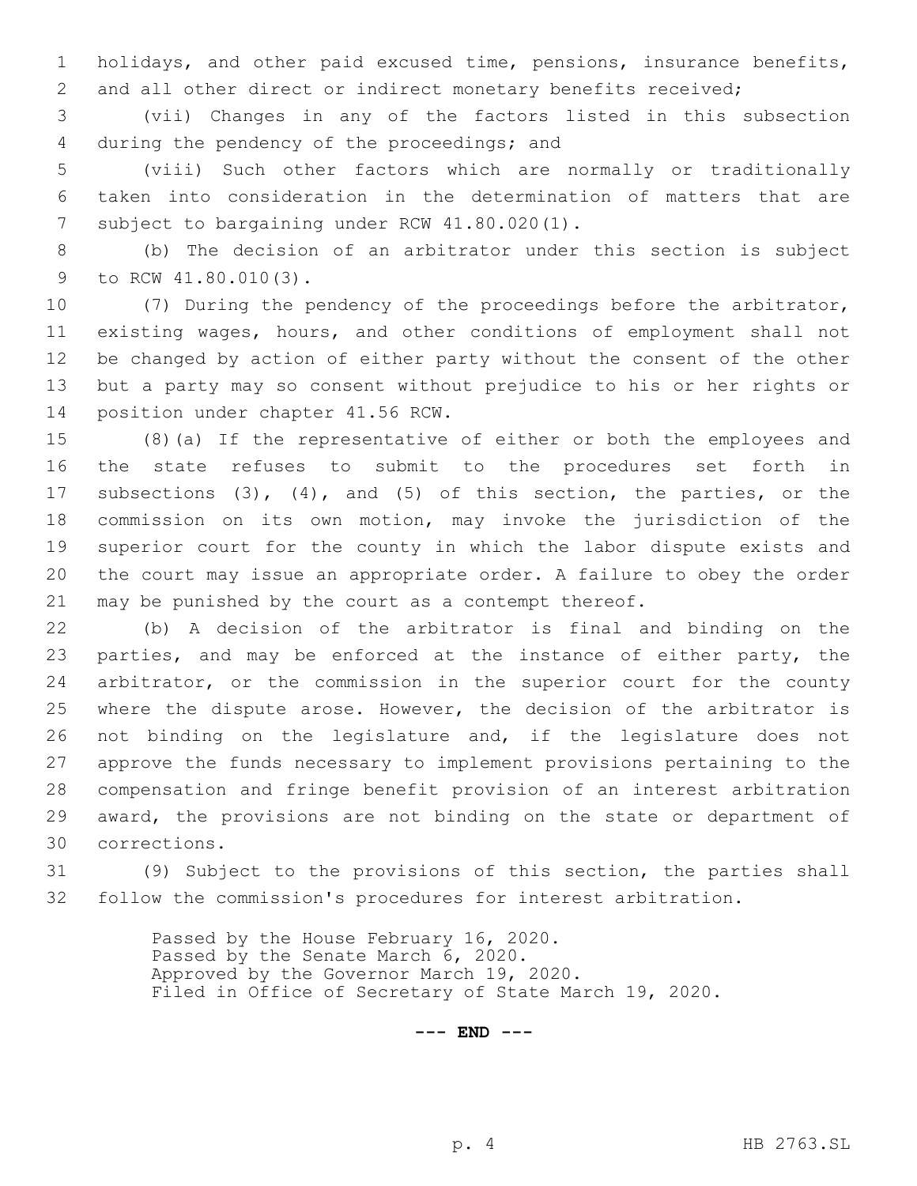holidays, and other paid excused time, pensions, insurance benefits, and all other direct or indirect monetary benefits received;

(vii) Changes in any of the factors listed in this subsection during the pendency of the proceedings; and

(viii) Such other factors which are normally or traditionally taken into consideration in the determination of matters that are subject to bargaining under RCW 41.80.020(1).

(b) The decision of an arbitrator under this section is subject to RCW 41.80.010(3).

(7) During the pendency of the proceedings before the arbitrator, existing wages, hours, and other conditions of employment shall not be changed by action of either party without the consent of the other but a party may so consent without prejudice to his or her rights or position under chapter 41.56 RCW.

(8)(a) If the representative of either or both the employees and the state refuses to submit to the procedures set forth in subsections (3), (4), and (5) of this section, the parties, or the commission on its own motion, may invoke the jurisdiction of the superior court for the county in which the labor dispute exists and the court may issue an appropriate order. A failure to obey the order may be punished by the court as a contempt thereof.

(b) A decision of the arbitrator is final and binding on the parties, and may be enforced at the instance of either party, the arbitrator, or the commission in the superior court for the county where the dispute arose. However, the decision of the arbitrator is not binding on the legislature and, if the legislature does not approve the funds necessary to implement provisions pertaining to the compensation and fringe benefit provision of an interest arbitration award, the provisions are not binding on the state or department of corrections.

(9) Subject to the provisions of this section, the parties shall follow the commission's procedures for interest arbitration.

Passed by the House February 16, 2020.
Passed by the Senate March 6, 2020.
Approved by the Governor March 19, 2020.
Filed in Office of Secretary of State March 19, 2020.

**--- END ---**